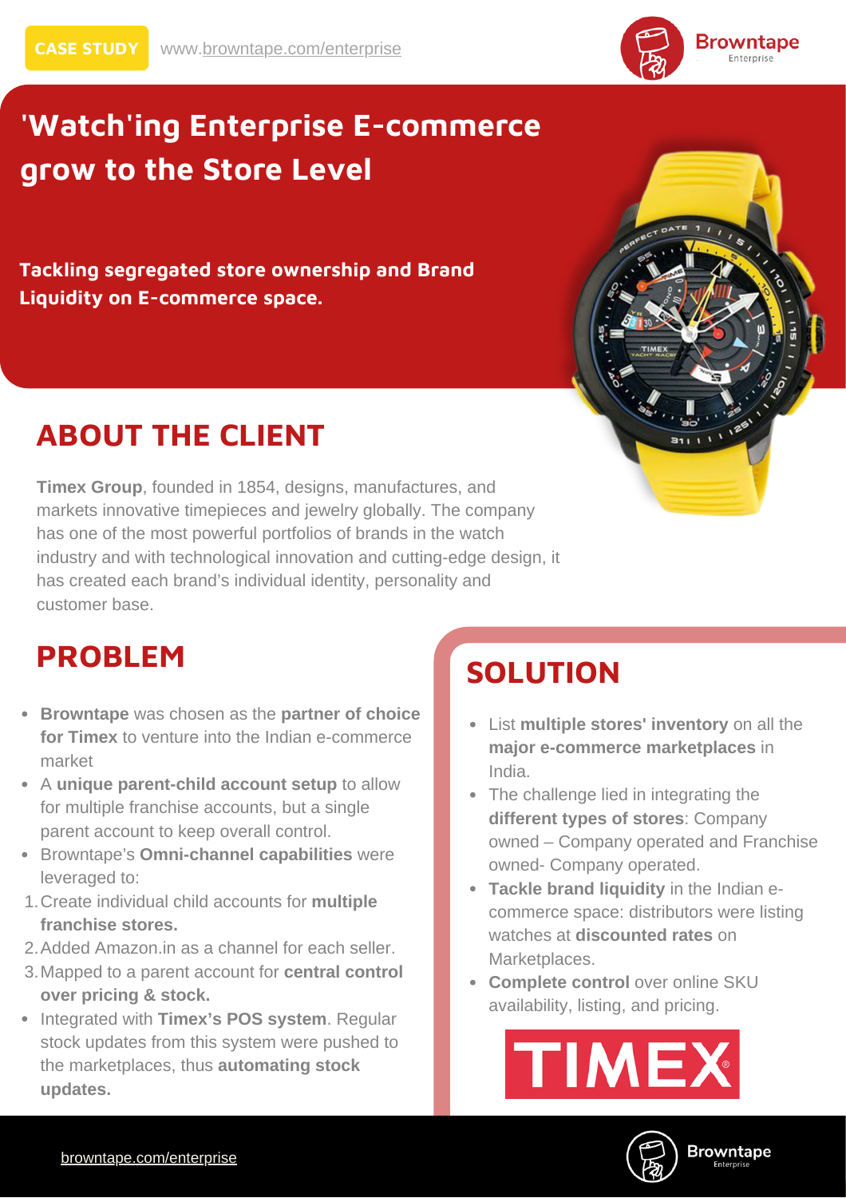CASE STUDY www.browntape.com/enterprise

# 'Watch'ing Enterprise E-commerce grow to the Store Level

**Tackling segregated store ownership and Brand Liquidity on E-commerce space.**

## ABOUT THE CLIENT

**Timex Group**, founded in 1854, designs, manufactures, and markets innovative timepieces and jewelry globally. The company has one of the most powerful portfolios of brands in the watch industry and with technological innovation and cutting-edge design, it has created each brand's individual identity, personality and customer base.

## PROBLEM

- **Browntape** was chosen as the **partner of choice for Timex** to venture into the Indian e-commerce market
- A **unique parent-child account setup** to allow for multiple franchise accounts, but a single parent account to keep overall control.
- Browntape's **Omni-channel capabilities** were leveraged to:

1. Create individual child accounts for **multiple franchise stores.**
2. Added Amazon.in as a channel for each seller.
3. Mapped to a parent account for **central control over pricing & stock.**

- Integrated with **Timex's POS system**. Regular stock updates from this system were pushed to the marketplaces, thus **automating stock updates.**

## SOLUTION

- List **multiple stores' inventory** on all the **major e-commerce marketplaces** in India.
- The challenge lied in integrating the **different types of stores**: Company owned – Company operated and Franchise owned- Company operated.
- **Tackle brand liquidity** in the Indian e-commerce space: distributors were listing watches at **discounted rates** on Marketplaces.
- **Complete control** over online SKU availability, listing, and pricing.

TIMEX

browntape.com/enterprise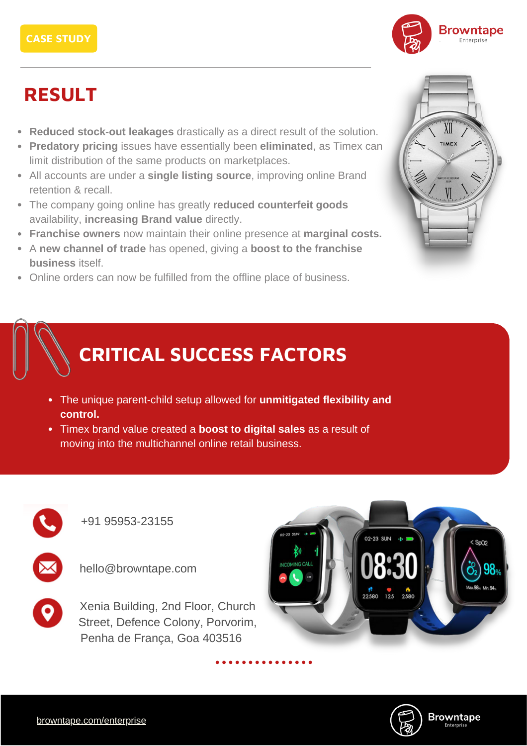CASE STUDY

Browntape Enterprise

# RESULT

- **Reduced stock-out leakages** drastically as a direct result of the solution.
- **Predatory pricing** issues have essentially been **eliminated**, as Timex can limit distribution of the same products on marketplaces.
- All accounts are under a **single listing source**, improving online Brand retention & recall.
- The company going online has greatly **reduced counterfeit goods** availability, **increasing Brand value** directly.
- **Franchise owners** now maintain their online presence at **marginal costs.**
- A **new channel of trade** has opened, giving a **boost to the franchise business** itself.
- Online orders can now be fulfilled from the offline place of business.

# CRITICAL SUCCESS FACTORS

- The unique parent-child setup allowed for **unmitigated flexibility and control.**
- Timex brand value created a **boost to digital sales** as a result of moving into the multichannel online retail business.

+91 95953-23155

hello@browntape.com

Xenia Building, 2nd Floor, Church Street, Defence Colony, Porvorim, Penha de França, Goa 403516

browntape.com/enterprise

Browntape Enterprise